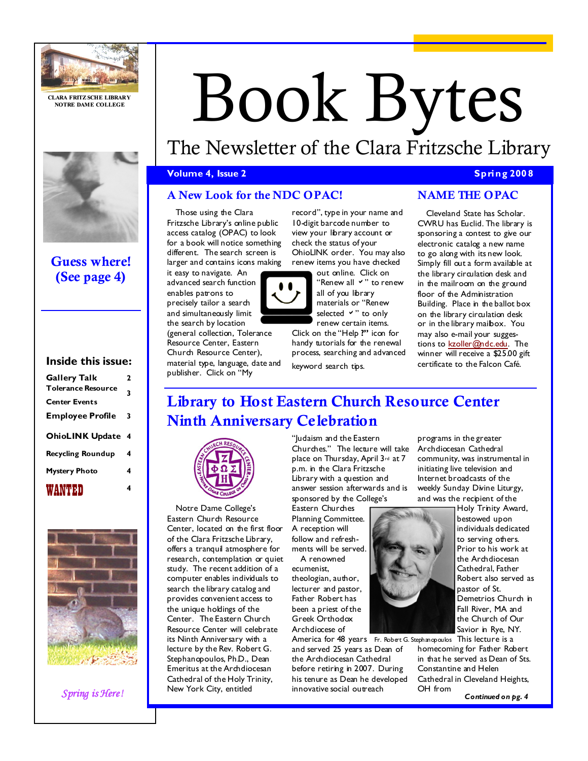CLARA FRITZSCHE LIBRARY
NOTRE DAME COLLEGE

Guess where! (See page 4)

**Inside this issue:**

| | |
|---|---|
| Gallery Talk | 2 |
| Tolerance Resource Center Events | 3 |
| Employee Profile | 3 |
| OhioLINK Update | 4 |
| Recycling Roundup | 4 |
| Mystery Photo | 4 |
| WANTED | 4 |

*Spring is Here!*

# Book Bytes

## The Newsletter of the Clara Fritzsche Library

**Volume 4, Issue 2** **Spring 2008**

### A New Look for the NDC OPAC!

Those using the Clara Fritzsche Library's online public access catalog (OPAC) to look for a book will notice something different. The search screen is larger and contains icons making it easy to navigate. An advanced search function enables patrons to precisely tailor a search and simultaneously limit the search by location (general collection, Tolerance Resource Center, Eastern Church Resource Center), material type, language, date and publisher. Click on "My record", type in your name and 10-digit barcode number to view your library account or check the status of your OhioLINK order. You may also renew items you have checked out online. Click on "Renew all ✓" to renew all of you library materials or "Renew selected ✓" to only renew certain items. Click on the "Help **?**" icon for handy tutorials for the renewal process, searching and advanced keyword search tips.

### NAME THE OPAC

Cleveland State has Scholar. CWRU has Euclid. The library is sponsoring a contest to give our electronic catalog a new name to go along with its new look. Simply fill out a form available at the library circulation desk and in the mailroom on the ground floor of the Administration Building. Place in the ballot box on the library circulation desk or in the library mailbox. You may also e-mail your suggestions to kzoller@ndc.edu. The winner will receive a $25.00 gift certificate to the Falcon Café.

## Library to Host Eastern Church Resource Center Ninth Anniversary Celebration

Notre Dame College's Eastern Church Resource Center, located on the first floor of the Clara Fritzsche Library, offers a tranquil atmosphere for research, contemplation or quiet study. The recent addition of a computer enables individuals to search the library catalog and provides convenient access to the unique holdings of the Center. The Eastern Church Resource Center will celebrate its Ninth Anniversary with a lecture by the Rev. Robert G. Stephanopoulos, Ph.D., Dean Emeritus at the Archdiocesan Cathedral of the Holy Trinity, New York City, entitled "Judaism and the Eastern Churches." The lecture will take place on Thursday, April 3rd at 7 p.m. in the Clara Fritzsche Library with a question and answer session afterwards and is sponsored by the College's Eastern Churches Planning Committee. A reception will follow and refreshments will be served.

A renowned ecumenist, theologian, author, lecturer and pastor, Father Robert has been a priest of the Greek Orthodox Archdiocese of America for 48 years and served 25 years as Dean of the Archdiocesan Cathedral before retiring in 2007. During his tenure as Dean he developed innovative social outreach programs in the greater Archdiocesan Cathedral community, was instrumental in initiating live television and Internet broadcasts of the weekly Sunday Divine Liturgy, and was the recipient of the Holy Trinity Award, bestowed upon individuals dedicated to serving others. Prior to his work at the Archdiocesan Cathedral, Father Robert also served as pastor of St. Demetrios Church in Fall River, MA and the Church of Our Savior in Rye, NY. This lecture is a homecoming for Father Robert in that he served as Dean of Sts. Constantine and Helen Cathedral in Cleveland Heights, OH from

Fr. Robert G. Stephanopoulos

***Continued on pg. 4***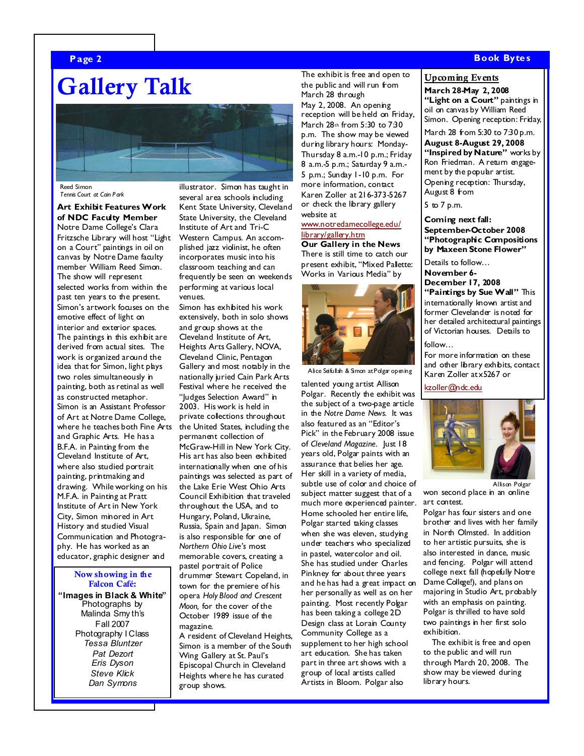# Gallery Talk

Reed Simon
*Tennis Court at Cain Park*

**Art Exhibit Features Work of NDC Faculty Member**

Notre Dame College's Clara Fritzsche Library will host "Light on a Court" paintings in oil on canvas by Notre Dame faculty member William Reed Simon. The show will represent selected works from within the past ten years to the present. Simon's artwork focuses on the emotive effect of light on interior and exterior spaces. The paintings in this exhibit are derived from actual sites. The work is organized around the idea that for Simon, light plays two roles simultaneously in painting, both as retinal as well as constructed metaphor. Simon is an Assistant Professor of Art at Notre Dame College, where he teaches both Fine Arts and Graphic Arts. He has a B.F.A. in Painting from the Cleveland Institute of Art, where also studied portrait painting, printmaking and drawing. While working on his M.F.A. in Painting at Pratt Institute of Art in New York City, Simon minored in Art History and studied Visual Communication and Photography. He has worked as an educator, graphic designer and illustrator. Simon has taught in several area schools including Kent State University, Cleveland State University, the Cleveland Institute of Art and Tri-C Western Campus. An accomplished jazz violinist, he often incorporates music into his classroom teaching and can frequently be seen on weekends performing at various local venues.

Simon has exhibited his work extensively, both in solo shows and group shows at the Cleveland Institute of Art, Heights Arts Gallery, NOVA, Cleveland Clinic, Pentagon Gallery and most notably in the nationally juried Cain Park Arts Festival where he received the "Judges Selection Award" in 2003. His work is held in private collections throughout the United States, including the permanent collection of McGraw-Hill in New York City. His art has also been exhibited internationally when one of his paintings was selected as part of the Lake Erie West Ohio Arts Council Exhibition that traveled throughout the USA, and to Hungary, Poland, Ukraine, Russia, Spain and Japan. Simon is also responsible for one of *Northern Ohio Live's* most memorable covers, creating a pastel portrait of Police drummer Stewart Copeland, in town for the premiere of his opera *Holy Blood and Crescent Moon,* for the cover of the October 1989 issue of the magazine.

A resident of Cleveland Heights, Simon is a member of the South Wing Gallery at St. Paul's Episcopal Church in Cleveland Heights where he has curated group shows.

The exhibit is free and open to the public and will run from March 28 through May 2, 2008. An opening reception will be held on Friday, March 28th from 5:30 to 7:30 p.m. The show may be viewed during library hours: Monday-Thursday 8 a.m.-10 p.m.; Friday 8 a.m.-5 p.m.; Saturday 9 a.m.-5 p.m.; Sunday 1-10 p.m. For more information, contact Karen Zoller at 216-373-5267 or check the library gallery website at www.notredamecollege.edu/library/gallery.htm

**Our Gallery in the News**

There is still time to catch our present exhibit, "Mixed Pallette: Works in Various Media" by talented young artist Allison Polgar. Recently the exhibit was the subject of a two-page article in the *Notre Dame News.* It was also featured as an "Editor's Pick" in the February 2008 issue of *Cleveland Magazine*. Just 18 years old, Polgar paints with an assurance that belies her age. Her skill in a variety of media, subtle use of color and choice of subject matter suggest that of a much more experienced painter. Home schooled her entire life, Polgar started taking classes when she was eleven, studying under teachers who specialized in pastel, watercolor and oil. She has studied under Charles Pinkney for about three years and he has had a great impact on her personally as well as on her painting. Most recently Polgar has been taking a college 2D Design class at Lorain County Community College as a supplement to her high school art education. She has taken part in three art shows with a group of local artists called Artists in Bloom. Polgar also won second place in an online art contest.

Alice Seifullah & Simon at Polgar opening

Polgar has four sisters and one brother and lives with her family in North Olmsted. In addition to her artistic pursuits, she is also interested in dance, music and fencing. Polgar will attend college next fall (hopefully Notre Dame College!), and plans on majoring in Studio Art, probably with an emphasis on painting. Polgar is thrilled to have sold two paintings in her first solo exhibition.

The exhibit is free and open to the public and will run through March 20, 2008. The show may be viewed during library hours.

Allison Polgar

---

**Now showing in the Falcon Café:**

**"Images in Black & White"**
Photographs by
Malinda Smyth's
Fall 2007
Photography I Class
*Tessa Bluntzer*
*Pat Dezort*
*Eris Dyson*
*Steve Klick*
*Dan Symons*

---

## Upcoming Events

**March 28-May 2, 2008**
**"Light on a Court"** paintings in oil on canvas by William Reed Simon. Opening reception: Friday, March 28 from 5:30 to 7:30 p.m.

**August 8-August 29, 2008**
**"Inspired by Nature"** works by Ron Friedman. A return engagement by the popular artist. Opening reception: Thursday, August 8 from 5 to 7 p.m.

**Coming next fall:**
**September-October 2008**
**"Photographic Compositions by Maxeen Stone Flower"**
Details to follow…

**November 6-December 17, 2008**
**"Paintings by Sue Wall"** This internationally known artist and former Clevelander is noted for her detailed architectural paintings of Victorian houses. Details to follow…

For more information on these and other library exhibits, contact Karen Zoller at x5267 or kzoller@ndc.edu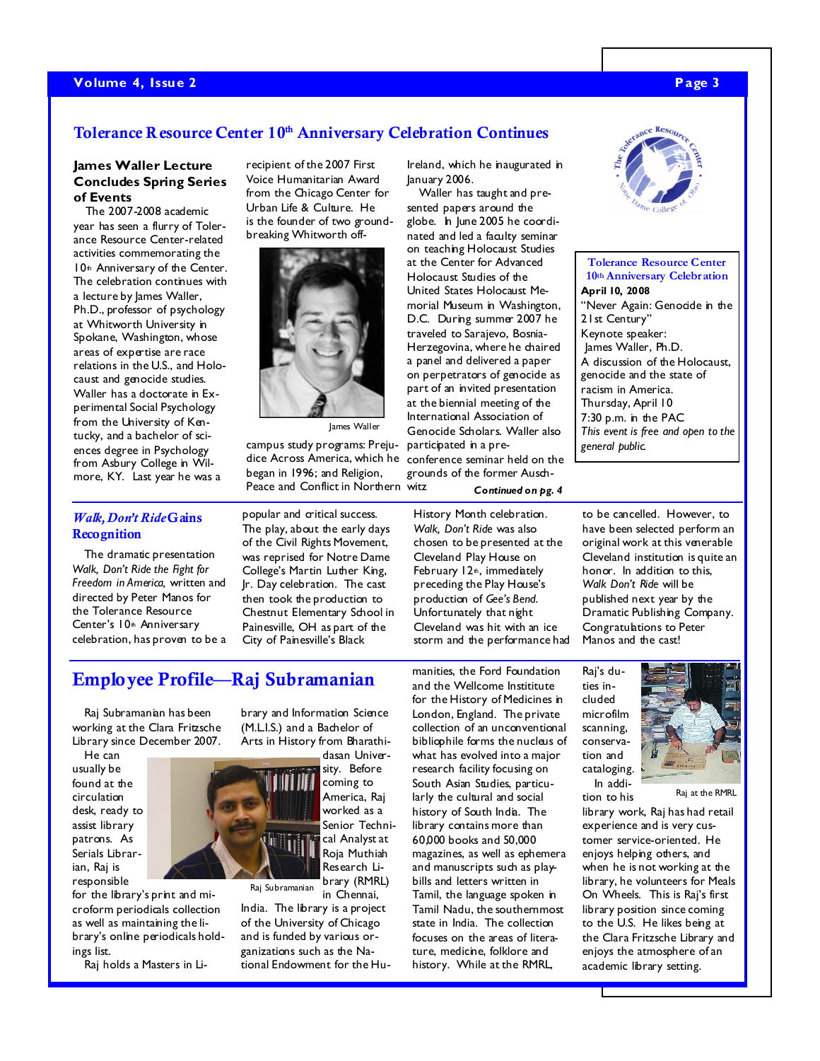## Tolerance Resource Center 10th Anniversary Celebration Continues

### James Waller Lecture Concludes Spring Series of Events

The 2007-2008 academic year has seen a flurry of Tolerance Resource Center-related activities commemorating the 10th Anniversary of the Center. The celebration continues with a lecture by James Waller, Ph.D., professor of psychology at Whitworth University in Spokane, Washington, whose areas of expertise are race relations in the U.S., and Holocaust and genocide studies. Waller has a doctorate in Experimental Social Psychology from the University of Kentucky, and a bachelor of sciences degree in Psychology from Asbury College in Wilmore, KY. Last year he was a recipient of the 2007 First Voice Humanitarian Award from the Chicago Center for Urban Life & Culture. He is the founder of two groundbreaking Whitworth off-campus study programs: Prejudice Across America, which he began in 1996; and Religion, Peace and Conflict in Northern Ireland, which he inaugurated in January 2006.

James Waller

Waller has taught and presented papers around the globe. In June 2005 he coordinated and led a faculty seminar on teaching Holocaust Studies at the Center for Advanced Holocaust Studies of the United States Holocaust Memorial Museum in Washington, D.C. During summer 2007 he traveled to Sarajevo, Bosnia-Herzegovina, where he chaired a panel and delivered a paper on perpetrators of genocide as part of an invited presentation at the biennial meeting of the International Association of Genocide Scholars. Waller also participated in a pre-conference seminar held on the grounds of the former Auschwitz

*Continued on pg. 4*

**Tolerance Resource Center 10th Anniversary Celebration**

**April 10, 2008**
"Never Again: Genocide in the 21st Century"
Keynote speaker:
James Waller, Ph.D.
A discussion of the Holocaust, genocide and the state of racism in America.
Thursday, April 10
7:30 p.m. in the PAC
*This event is free and open to the general public.*

### *Walk, Don't Ride* Gains Recognition

The dramatic presentation *Walk, Don't Ride the Fight for Freedom in America,* written and directed by Peter Manos for the Tolerance Resource Center's 10th Anniversary celebration, has proven to be a popular and critical success. The play, about the early days of the Civil Rights Movement, was reprised for Notre Dame College's Martin Luther King, Jr. Day celebration. The cast then took the production to Chestnut Elementary School in Painesville, OH as part of the City of Painesville's Black History Month celebration. *Walk, Don't Ride* was also chosen to be presented at the Cleveland Play House on February 12th, immediately preceding the Play House's production of *Gee's Bend.* Unfortunately that night Cleveland was hit with an ice storm and the performance had to be cancelled. However, to have been selected perform an original work at this venerable Cleveland institution is quite an honor. In addition to this, *Walk Don't Ride* will be published next year by the Dramatic Publishing Company. Congratulations to Peter Manos and the cast!

## Employee Profile—Raj Subramanian

Raj Subramanian has been working at the Clara Fritzsche Library since December 2007. He can usually be found at the circulation desk, ready to assist library patrons. As Serials Librarian, Raj is responsible for the library's print and microform periodicals collection as well as maintaining the library's online periodicals holdings list.

Raj Subramanian

Raj holds a Masters in Library and Information Science (M.L.I.S.) and a Bachelor of Arts in History from Bharathidasan University. Before coming to America, Raj worked as a Senior Technical Analyst at Roja Muthiah Research Library (RMRL) in Chennai, India. The library is a project of the University of Chicago and is funded by various organizations such as the National Endowment for the Humanities, the Ford Foundation and the Wellcome Instititute for the History of Medicines in London, England. The private collection of an unconventional bibliophile forms the nucleus of what has evolved into a major research facility focusing on South Asian Studies, particularly the cultural and social history of South India. The library contains more than 60,000 books and 50,000 magazines, as well as ephemera and manuscripts such as playbills and letters written in Tamil, the language spoken in Tamil Nadu, the southernmost state in India. The collection focuses on the areas of literature, medicine, folklore and history. While at the RMRL, Raj's duties included microfilm scanning, conservation and cataloging.

Raj at the RMRL

In addition to his library work, Raj has had retail experience and is very customer service-oriented. He enjoys helping others, and when he is not working at the library, he volunteers for Meals On Wheels. This is Raj's first library position since coming to the U.S. He likes being at the Clara Fritzsche Library and enjoys the atmosphere of an academic library setting.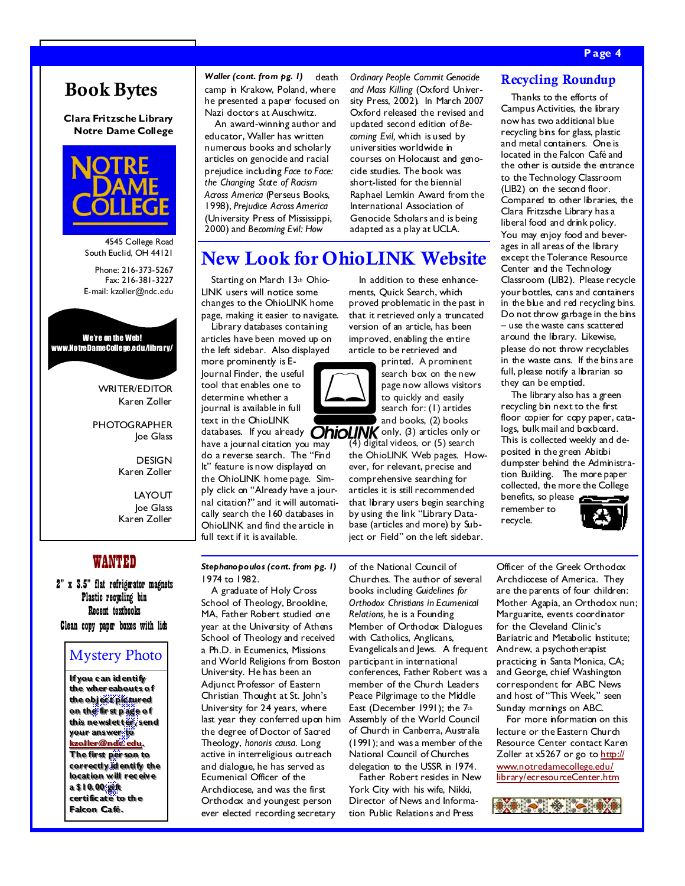## Book Bytes

**Clara Fritzsche Library**
**Notre Dame College**

NOTRE DAME COLLEGE

4545 College Road
South Euclid, OH 44121

Phone: 216-373-5267
Fax: 216-381-3227
E-mail: kzoller@ndc.edu

**We're on the Web!**
**www.NotreDameCollege.edu/library/**

WRITER/EDITOR
Karen Zoller

PHOTOGRAPHER
Joe Glass

DESIGN
Karen Zoller

LAYOUT
Joe Glass
Karen Zoller

**WANTED**

2" x 3.5" flat refrigerator magnets
Plastic recycling bin
Recent textbooks
Clean copy paper boxes with lids

### Mystery Photo

**If you can identify the whereabouts of the object pictured on the first page of this newsletter, send your answer to kzoller@ndc.edu. The first person to correctly identify the location will receive a $10.00 gift certificate to the Falcon Café.**

***Waller (cont. from pg. 1)*** death camp in Krakow, Poland, where he presented a paper focused on Nazi doctors at Auschwitz.

An award-winning author and educator, Waller has written numerous books and scholarly articles on genocide and racial prejudice including *Face to Face: the Changing State of Racism Across America* (Perseus Books, 1998), *Prejudice Across America* (University Press of Mississippi, 2000) and *Becoming Evil: How Ordinary People Commit Genocide and Mass Killing* (Oxford University Press, 2002). In March 2007 Oxford released the revised and updated second edition of *Becoming Evil,* which is used by universities worldwide in courses on Holocaust and genocide studies. The book was short-listed for the biennial Raphael Lemkin Award from the International Association of Genocide Scholars and is being adapted as a play at UCLA.

## New Look for OhioLINK Website

Starting on March 13th OhioLINK users will notice some changes to the OhioLINK home page, making it easier to navigate.

Library databases containing articles have been moved up on the left sidebar. Also displayed more prominently is E-Journal Finder, the useful tool that enables one to determine whether a journal is available in full text in the OhioLINK databases. If you already have a journal citation you may do a reverse search. The "Find It" feature is now displayed on the OhioLINK home page. Simply click on "Already have a journal citation?" and it will automatically search the 160 databases in OhioLINK and find the article in full text if it is available.

In addition to these enhancements, Quick Search, which proved problematic in the past in that it retrieved only a truncated version of an article, has been improved, enabling the entire article to be retrieved and printed. A prominent search box on the new page now allows visitors to quickly and easily search for: (1) articles and books, (2) books only, (3) articles only or (4) digital videos, or (5) search the OhioLINK Web pages. However, for relevant, precise and comprehensive searching for articles it is still recommended that library users begin searching by using the link "Library Database (articles and more) by Subject or Field" on the left sidebar.

OhioLINK

## Recycling Roundup

Thanks to the efforts of Campus Activities, the library now has two additional blue recycling bins for glass, plastic and metal containers. One is located in the Falcon Café and the other is outside the entrance to the Technology Classroom (LIB2) on the second floor. Compared to other libraries, the Clara Fritzsche Library has a liberal food and drink policy. You may enjoy food and beverages in all areas of the library except the Tolerance Resource Center and the Technology Classroom (LIB2). Please recycle your bottles, cans and containers in the blue and red recycling bins. Do not throw garbage in the bins – use the waste cans scattered around the library. Likewise, please do not throw recyclables in the waste cans. If the bins are full, please notify a librarian so they can be emptied.

The library also has a green recycling bin next to the first floor copier for copy paper, catalogs, bulk mail and boxboard. This is collected weekly and deposited in the green Abitibi dumpster behind the Administration Building. The more paper collected, the more the College benefits, so please remember to recycle.

***Stephanopoulos (cont. from pg. 1)*** 1974 to 1982.

A graduate of Holy Cross School of Theology, Brookline, MA, Father Robert studied one year at the University of Athens School of Theology and received a Ph.D. in Ecumenics, Missions and World Religions from Boston University. He has been an Adjunct Professor of Eastern Christian Thought at St. John's University for 24 years, where last year they conferred upon him the degree of Doctor of Sacred Theology, *honoris causa.* Long active in interreligious outreach and dialogue, he has served as Ecumenical Officer of the Archdiocese, and was the first Orthodox and youngest person ever elected recording secretary of the National Council of Churches. The author of several books including *Guidelines for Orthodox Christians in Ecumenical Relations,* he is a Founding Member of Orthodox Dialogues with Catholics, Anglicans, Evangelicals and Jews. A frequent participant in international conferences, Father Robert was a member of the Church Leaders Peace Pilgrimage to the Middle East (December 1991); the 7th Assembly of the World Council of Church in Canberra, Australia (1991); and was a member of the National Council of Churches delegation to the USSR in 1974.

Father Robert resides in New York City with his wife, Nikki, Director of News and Information Public Relations and Press Officer of the Greek Orthodox Archdiocese of America. They are the parents of four children: Mother Agapia, an Orthodox nun; Marguarite, events coordinator for the Cleveland Clinic's Bariatric and Metabolic Institute; Andrew, a psychotherapist practicing in Santa Monica, CA; and George, chief Washington correspondent for ABC News and host of "This Week," seen Sunday mornings on ABC.

For more information on this lecture or the Eastern Church Resource Center contact Karen Zoller at x5267 or go to http://www.notredamecollege.edu/library/ecresourceCenter.htm